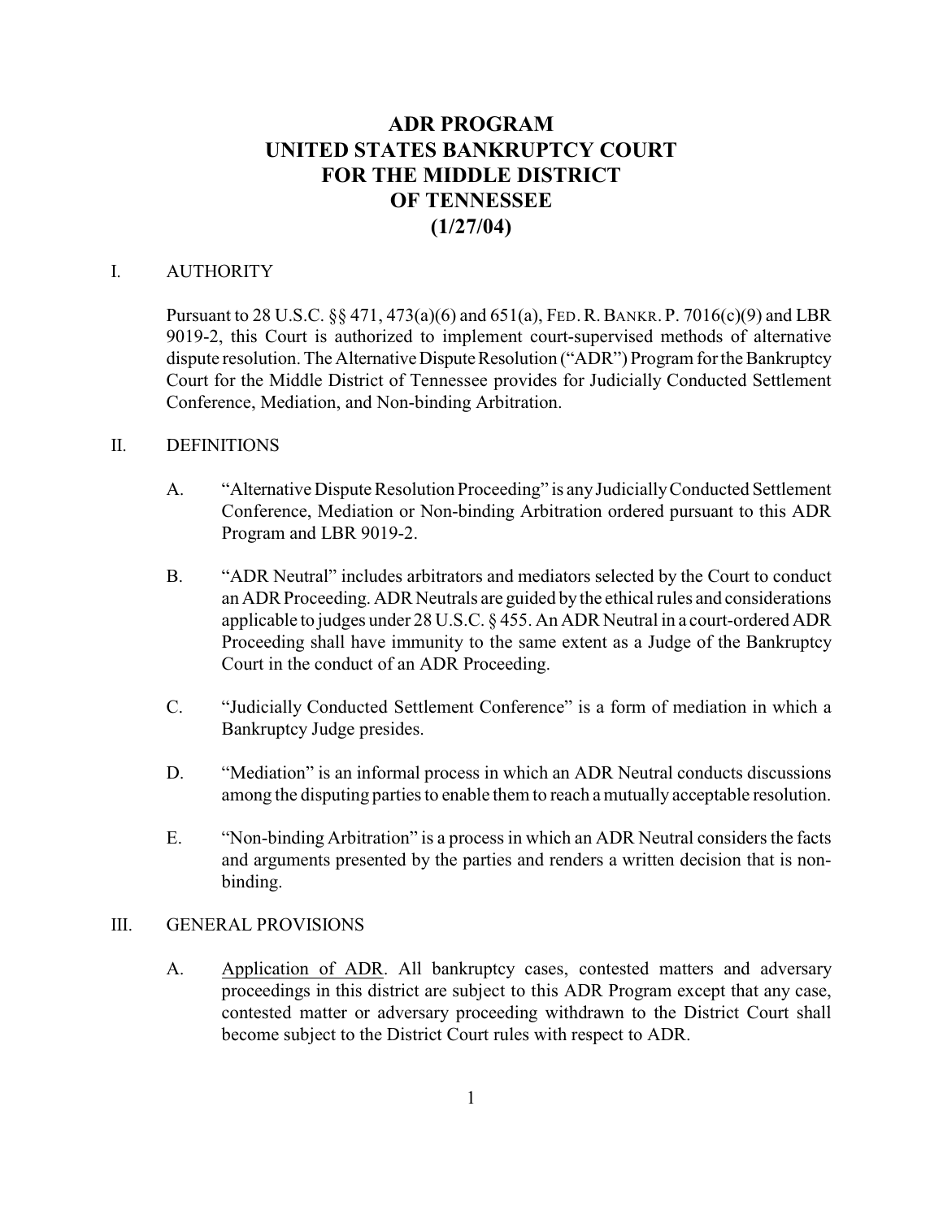# ADR PROGRAM
# UNITED STATES BANKRUPTCY COURT
# FOR THE MIDDLE DISTRICT
# OF TENNESSEE
# (1/27/04)

## I. AUTHORITY

Pursuant to 28 U.S.C. §§ 471, 473(a)(6) and 651(a), FED. R. BANKR. P. 7016(c)(9) and LBR 9019-2, this Court is authorized to implement court-supervised methods of alternative dispute resolution. The Alternative Dispute Resolution ("ADR") Program for the Bankruptcy Court for the Middle District of Tennessee provides for Judicially Conducted Settlement Conference, Mediation, and Non-binding Arbitration.

## II. DEFINITIONS

A. "Alternative Dispute Resolution Proceeding" is any Judicially Conducted Settlement Conference, Mediation or Non-binding Arbitration ordered pursuant to this ADR Program and LBR 9019-2.

B. "ADR Neutral" includes arbitrators and mediators selected by the Court to conduct an ADR Proceeding. ADR Neutrals are guided by the ethical rules and considerations applicable to judges under 28 U.S.C. § 455. An ADR Neutral in a court-ordered ADR Proceeding shall have immunity to the same extent as a Judge of the Bankruptcy Court in the conduct of an ADR Proceeding.

C. "Judicially Conducted Settlement Conference" is a form of mediation in which a Bankruptcy Judge presides.

D. "Mediation" is an informal process in which an ADR Neutral conducts discussions among the disputing parties to enable them to reach a mutually acceptable resolution.

E. "Non-binding Arbitration" is a process in which an ADR Neutral considers the facts and arguments presented by the parties and renders a written decision that is non-binding.

## III. GENERAL PROVISIONS

A. Application of ADR. All bankruptcy cases, contested matters and adversary proceedings in this district are subject to this ADR Program except that any case, contested matter or adversary proceeding withdrawn to the District Court shall become subject to the District Court rules with respect to ADR.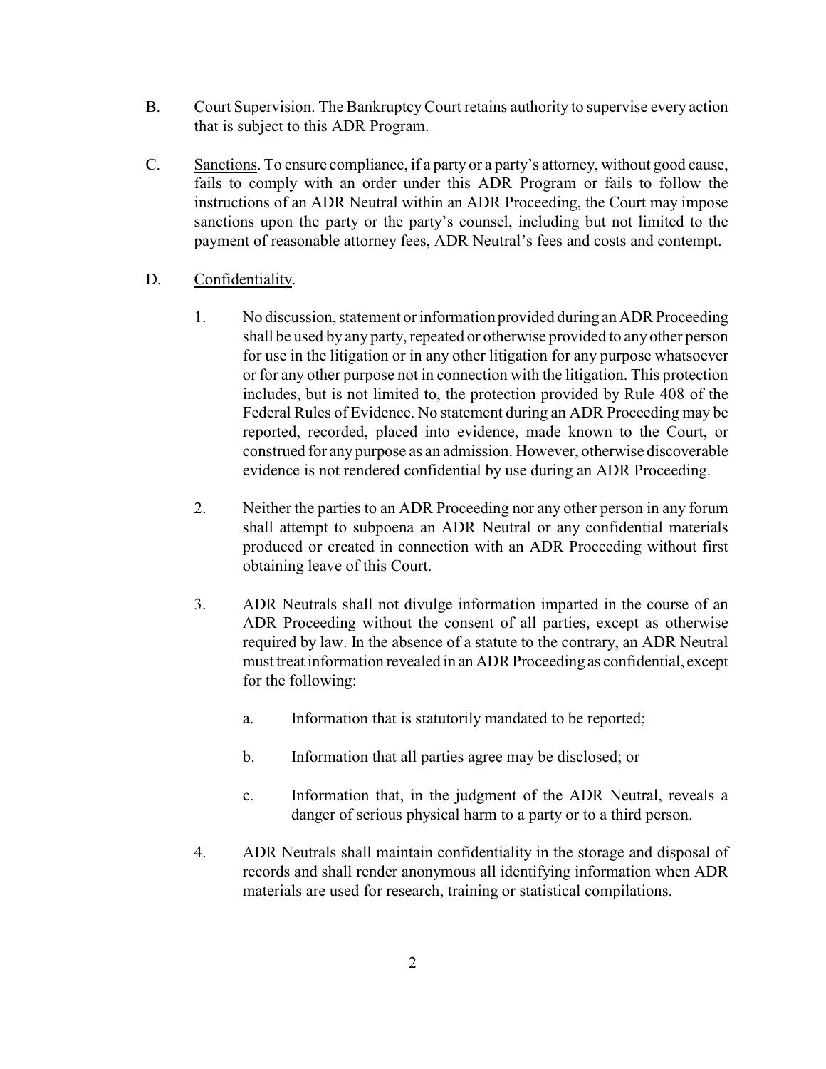B. Court Supervision. The Bankruptcy Court retains authority to supervise every action that is subject to this ADR Program.

C. Sanctions. To ensure compliance, if a party or a party's attorney, without good cause, fails to comply with an order under this ADR Program or fails to follow the instructions of an ADR Neutral within an ADR Proceeding, the Court may impose sanctions upon the party or the party's counsel, including but not limited to the payment of reasonable attorney fees, ADR Neutral's fees and costs and contempt.

D. Confidentiality.

1. No discussion, statement or information provided during an ADR Proceeding shall be used by any party, repeated or otherwise provided to any other person for use in the litigation or in any other litigation for any purpose whatsoever or for any other purpose not in connection with the litigation. This protection includes, but is not limited to, the protection provided by Rule 408 of the Federal Rules of Evidence. No statement during an ADR Proceeding may be reported, recorded, placed into evidence, made known to the Court, or construed for any purpose as an admission. However, otherwise discoverable evidence is not rendered confidential by use during an ADR Proceeding.

2. Neither the parties to an ADR Proceeding nor any other person in any forum shall attempt to subpoena an ADR Neutral or any confidential materials produced or created in connection with an ADR Proceeding without first obtaining leave of this Court.

3. ADR Neutrals shall not divulge information imparted in the course of an ADR Proceeding without the consent of all parties, except as otherwise required by law. In the absence of a statute to the contrary, an ADR Neutral must treat information revealed in an ADR Proceeding as confidential, except for the following:

   a. Information that is statutorily mandated to be reported;

   b. Information that all parties agree may be disclosed; or

   c. Information that, in the judgment of the ADR Neutral, reveals a danger of serious physical harm to a party or to a third person.

4. ADR Neutrals shall maintain confidentiality in the storage and disposal of records and shall render anonymous all identifying information when ADR materials are used for research, training or statistical compilations.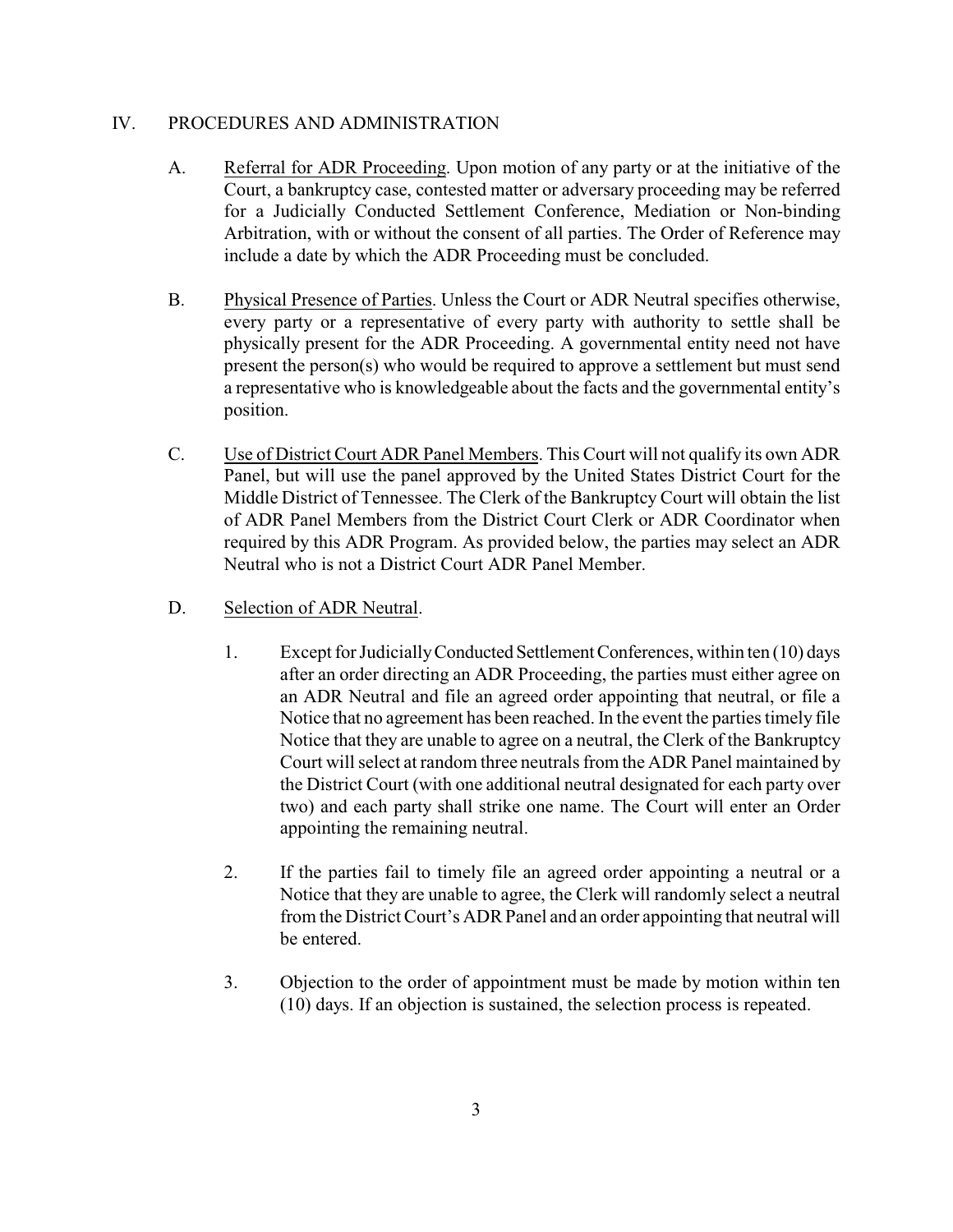## IV. PROCEDURES AND ADMINISTRATION

A. Referral for ADR Proceeding. Upon motion of any party or at the initiative of the Court, a bankruptcy case, contested matter or adversary proceeding may be referred for a Judicially Conducted Settlement Conference, Mediation or Non-binding Arbitration, with or without the consent of all parties. The Order of Reference may include a date by which the ADR Proceeding must be concluded.

B. Physical Presence of Parties. Unless the Court or ADR Neutral specifies otherwise, every party or a representative of every party with authority to settle shall be physically present for the ADR Proceeding. A governmental entity need not have present the person(s) who would be required to approve a settlement but must send a representative who is knowledgeable about the facts and the governmental entity's position.

C. Use of District Court ADR Panel Members. This Court will not qualify its own ADR Panel, but will use the panel approved by the United States District Court for the Middle District of Tennessee. The Clerk of the Bankruptcy Court will obtain the list of ADR Panel Members from the District Court Clerk or ADR Coordinator when required by this ADR Program. As provided below, the parties may select an ADR Neutral who is not a District Court ADR Panel Member.

D. Selection of ADR Neutral.

1. Except for Judicially Conducted Settlement Conferences, within ten (10) days after an order directing an ADR Proceeding, the parties must either agree on an ADR Neutral and file an agreed order appointing that neutral, or file a Notice that no agreement has been reached. In the event the parties timely file Notice that they are unable to agree on a neutral, the Clerk of the Bankruptcy Court will select at random three neutrals from the ADR Panel maintained by the District Court (with one additional neutral designated for each party over two) and each party shall strike one name. The Court will enter an Order appointing the remaining neutral.

2. If the parties fail to timely file an agreed order appointing a neutral or a Notice that they are unable to agree, the Clerk will randomly select a neutral from the District Court's ADR Panel and an order appointing that neutral will be entered.

3. Objection to the order of appointment must be made by motion within ten (10) days. If an objection is sustained, the selection process is repeated.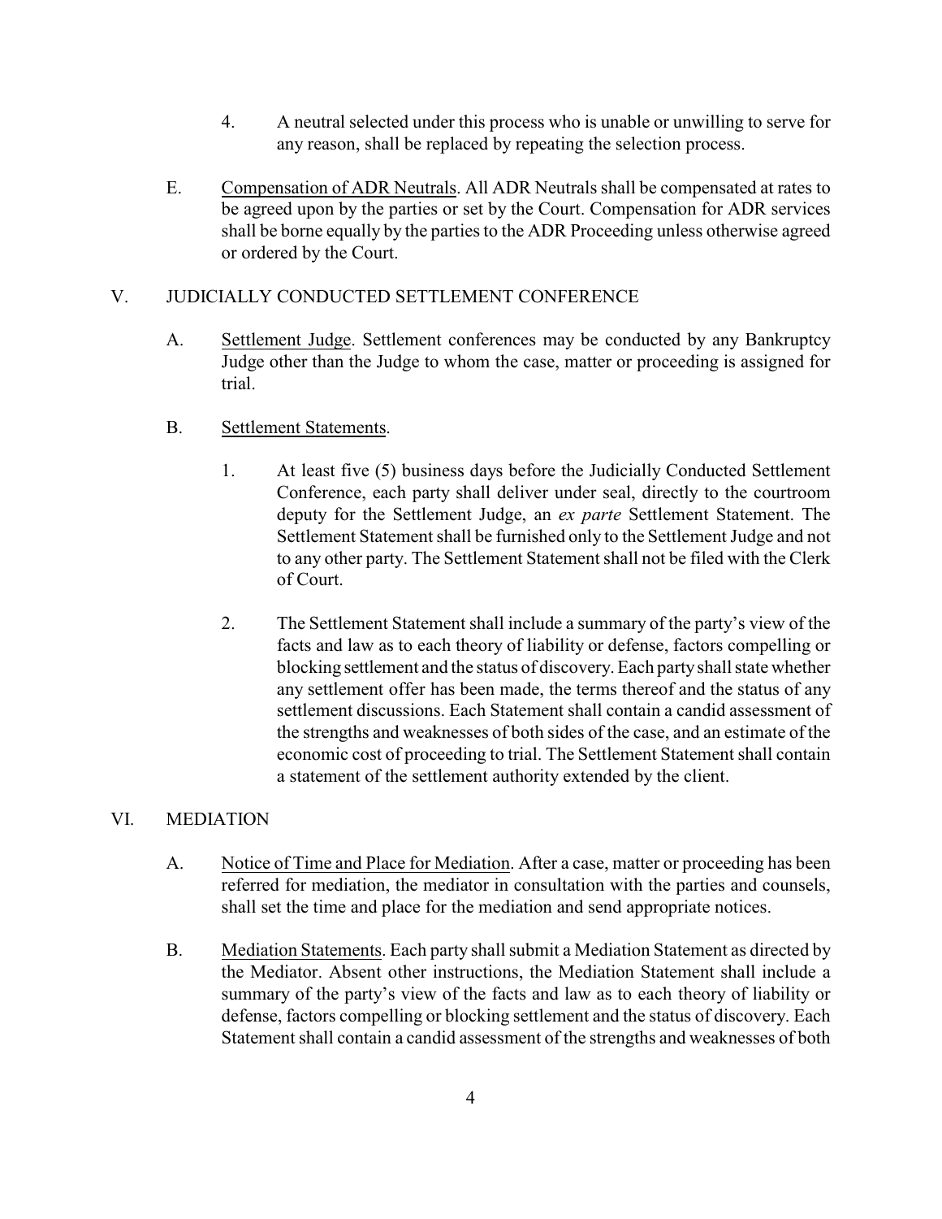4. A neutral selected under this process who is unable or unwilling to serve for any reason, shall be replaced by repeating the selection process.

E. Compensation of ADR Neutrals. All ADR Neutrals shall be compensated at rates to be agreed upon by the parties or set by the Court. Compensation for ADR services shall be borne equally by the parties to the ADR Proceeding unless otherwise agreed or ordered by the Court.

## V. JUDICIALLY CONDUCTED SETTLEMENT CONFERENCE

A. Settlement Judge. Settlement conferences may be conducted by any Bankruptcy Judge other than the Judge to whom the case, matter or proceeding is assigned for trial.

B. Settlement Statements.

1. At least five (5) business days before the Judicially Conducted Settlement Conference, each party shall deliver under seal, directly to the courtroom deputy for the Settlement Judge, an *ex parte* Settlement Statement. The Settlement Statement shall be furnished only to the Settlement Judge and not to any other party. The Settlement Statement shall not be filed with the Clerk of Court.

2. The Settlement Statement shall include a summary of the party's view of the facts and law as to each theory of liability or defense, factors compelling or blocking settlement and the status of discovery. Each party shall state whether any settlement offer has been made, the terms thereof and the status of any settlement discussions. Each Statement shall contain a candid assessment of the strengths and weaknesses of both sides of the case, and an estimate of the economic cost of proceeding to trial. The Settlement Statement shall contain a statement of the settlement authority extended by the client.

## VI. MEDIATION

A. Notice of Time and Place for Mediation. After a case, matter or proceeding has been referred for mediation, the mediator in consultation with the parties and counsels, shall set the time and place for the mediation and send appropriate notices.

B. Mediation Statements. Each party shall submit a Mediation Statement as directed by the Mediator. Absent other instructions, the Mediation Statement shall include a summary of the party's view of the facts and law as to each theory of liability or defense, factors compelling or blocking settlement and the status of discovery. Each Statement shall contain a candid assessment of the strengths and weaknesses of both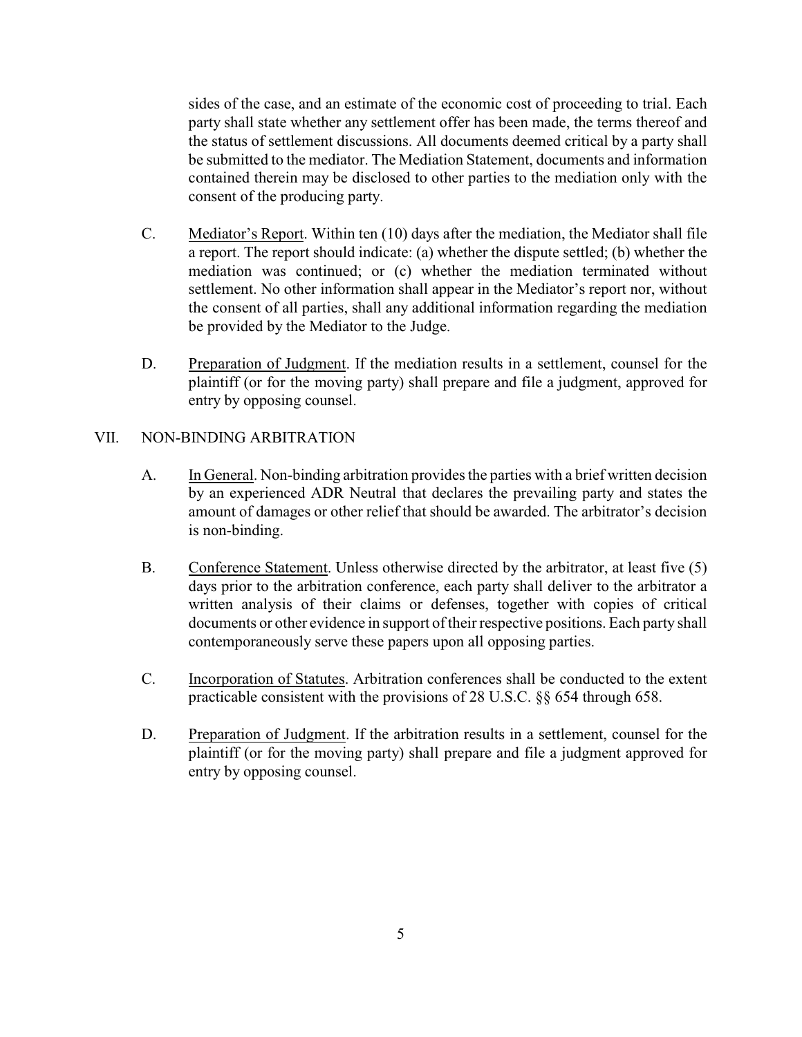sides of the case, and an estimate of the economic cost of proceeding to trial. Each party shall state whether any settlement offer has been made, the terms thereof and the status of settlement discussions. All documents deemed critical by a party shall be submitted to the mediator. The Mediation Statement, documents and information contained therein may be disclosed to other parties to the mediation only with the consent of the producing party.

C. Mediator's Report. Within ten (10) days after the mediation, the Mediator shall file a report. The report should indicate: (a) whether the dispute settled; (b) whether the mediation was continued; or (c) whether the mediation terminated without settlement. No other information shall appear in the Mediator's report nor, without the consent of all parties, shall any additional information regarding the mediation be provided by the Mediator to the Judge.

D. Preparation of Judgment. If the mediation results in a settlement, counsel for the plaintiff (or for the moving party) shall prepare and file a judgment, approved for entry by opposing counsel.

## VII. NON-BINDING ARBITRATION

A. In General. Non-binding arbitration provides the parties with a brief written decision by an experienced ADR Neutral that declares the prevailing party and states the amount of damages or other relief that should be awarded. The arbitrator's decision is non-binding.

B. Conference Statement. Unless otherwise directed by the arbitrator, at least five (5) days prior to the arbitration conference, each party shall deliver to the arbitrator a written analysis of their claims or defenses, together with copies of critical documents or other evidence in support of their respective positions. Each party shall contemporaneously serve these papers upon all opposing parties.

C. Incorporation of Statutes. Arbitration conferences shall be conducted to the extent practicable consistent with the provisions of 28 U.S.C. §§ 654 through 658.

D. Preparation of Judgment. If the arbitration results in a settlement, counsel for the plaintiff (or for the moving party) shall prepare and file a judgment approved for entry by opposing counsel.